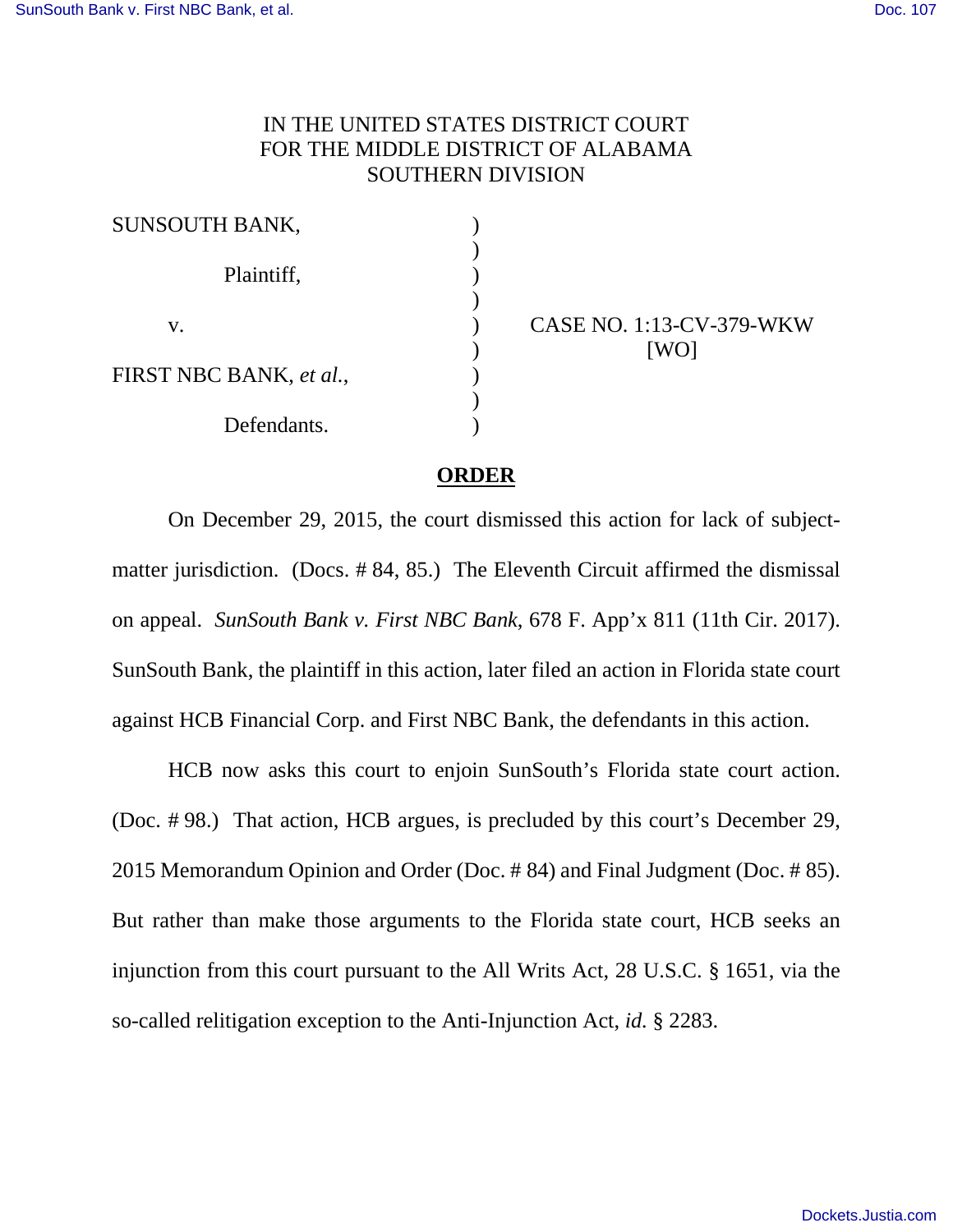IN THE UNITED STATES DISTRICT COURT
FOR THE MIDDLE DISTRICT OF ALABAMA
SOUTHERN DIVISION

| | | |
|---|---|---|
| SUNSOUTH BANK, | ) | |
| | ) | |
| Plaintiff, | ) | |
| | ) | |
| v. | ) | CASE NO. 1:13-CV-379-WKW |
| | ) | [WO] |
| FIRST NBC BANK, *et al.*, | ) | |
| | ) | |
| Defendants. | ) | |

## ORDER

On December 29, 2015, the court dismissed this action for lack of subject-matter jurisdiction. (Docs. # 84, 85.) The Eleventh Circuit affirmed the dismissal on appeal. *SunSouth Bank v. First NBC Bank*, 678 F. App'x 811 (11th Cir. 2017). SunSouth Bank, the plaintiff in this action, later filed an action in Florida state court against HCB Financial Corp. and First NBC Bank, the defendants in this action.

HCB now asks this court to enjoin SunSouth's Florida state court action. (Doc. # 98.) That action, HCB argues, is precluded by this court's December 29, 2015 Memorandum Opinion and Order (Doc. # 84) and Final Judgment (Doc. # 85). But rather than make those arguments to the Florida state court, HCB seeks an injunction from this court pursuant to the All Writs Act, 28 U.S.C. § 1651, via the so-called relitigation exception to the Anti-Injunction Act, *id.* § 2283.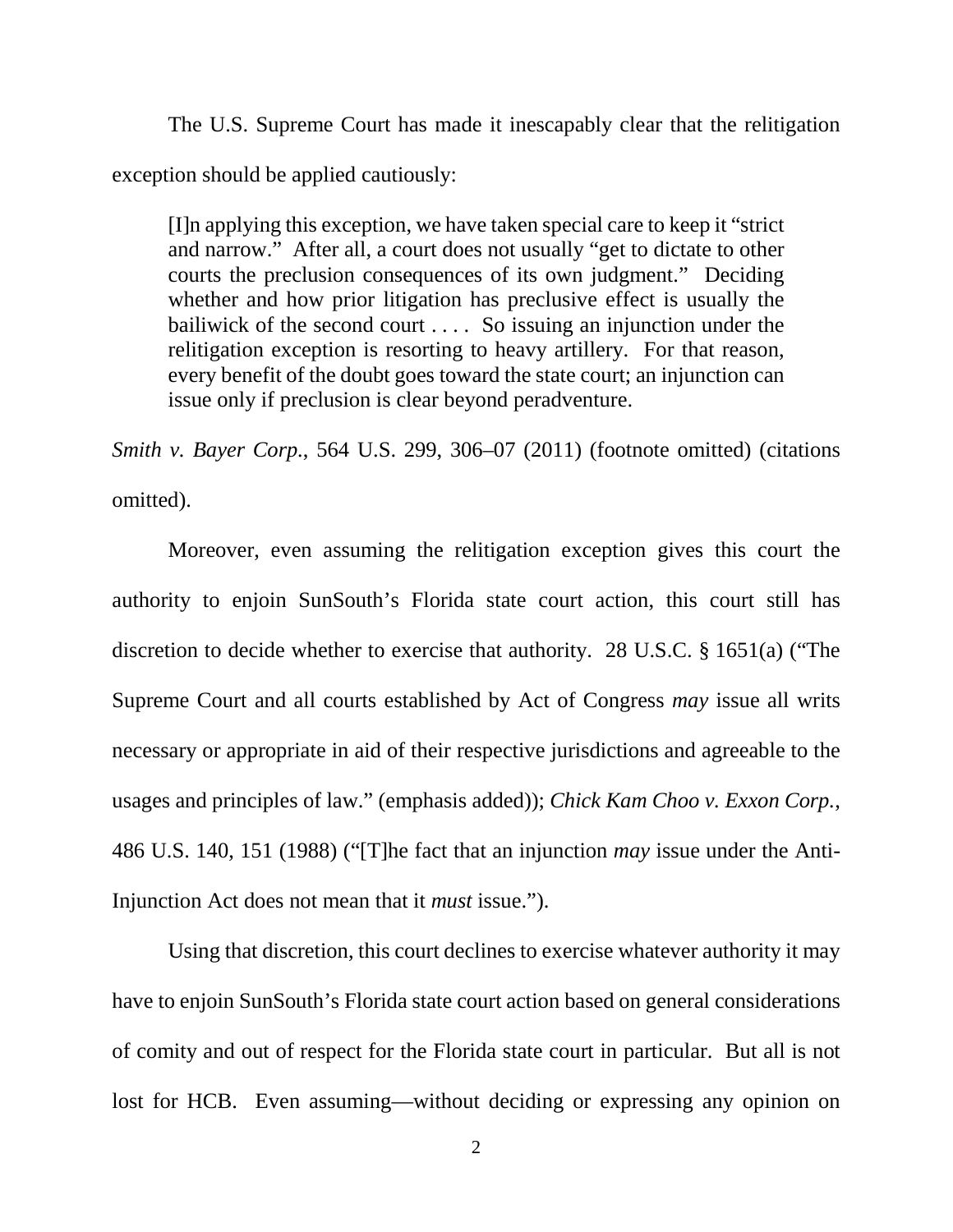The U.S. Supreme Court has made it inescapably clear that the relitigation exception should be applied cautiously:

> [I]n applying this exception, we have taken special care to keep it "strict and narrow." After all, a court does not usually "get to dictate to other courts the preclusion consequences of its own judgment." Deciding whether and how prior litigation has preclusive effect is usually the bailiwick of the second court . . . . So issuing an injunction under the relitigation exception is resorting to heavy artillery. For that reason, every benefit of the doubt goes toward the state court; an injunction can issue only if preclusion is clear beyond peradventure.

*Smith v. Bayer Corp.*, 564 U.S. 299, 306–07 (2011) (footnote omitted) (citations omitted).

Moreover, even assuming the relitigation exception gives this court the authority to enjoin SunSouth's Florida state court action, this court still has discretion to decide whether to exercise that authority. 28 U.S.C. § 1651(a) ("The Supreme Court and all courts established by Act of Congress *may* issue all writs necessary or appropriate in aid of their respective jurisdictions and agreeable to the usages and principles of law." (emphasis added)); *Chick Kam Choo v. Exxon Corp.*, 486 U.S. 140, 151 (1988) ("[T]he fact that an injunction *may* issue under the Anti-Injunction Act does not mean that it *must* issue.").

Using that discretion, this court declines to exercise whatever authority it may have to enjoin SunSouth's Florida state court action based on general considerations of comity and out of respect for the Florida state court in particular. But all is not lost for HCB. Even assuming—without deciding or expressing any opinion on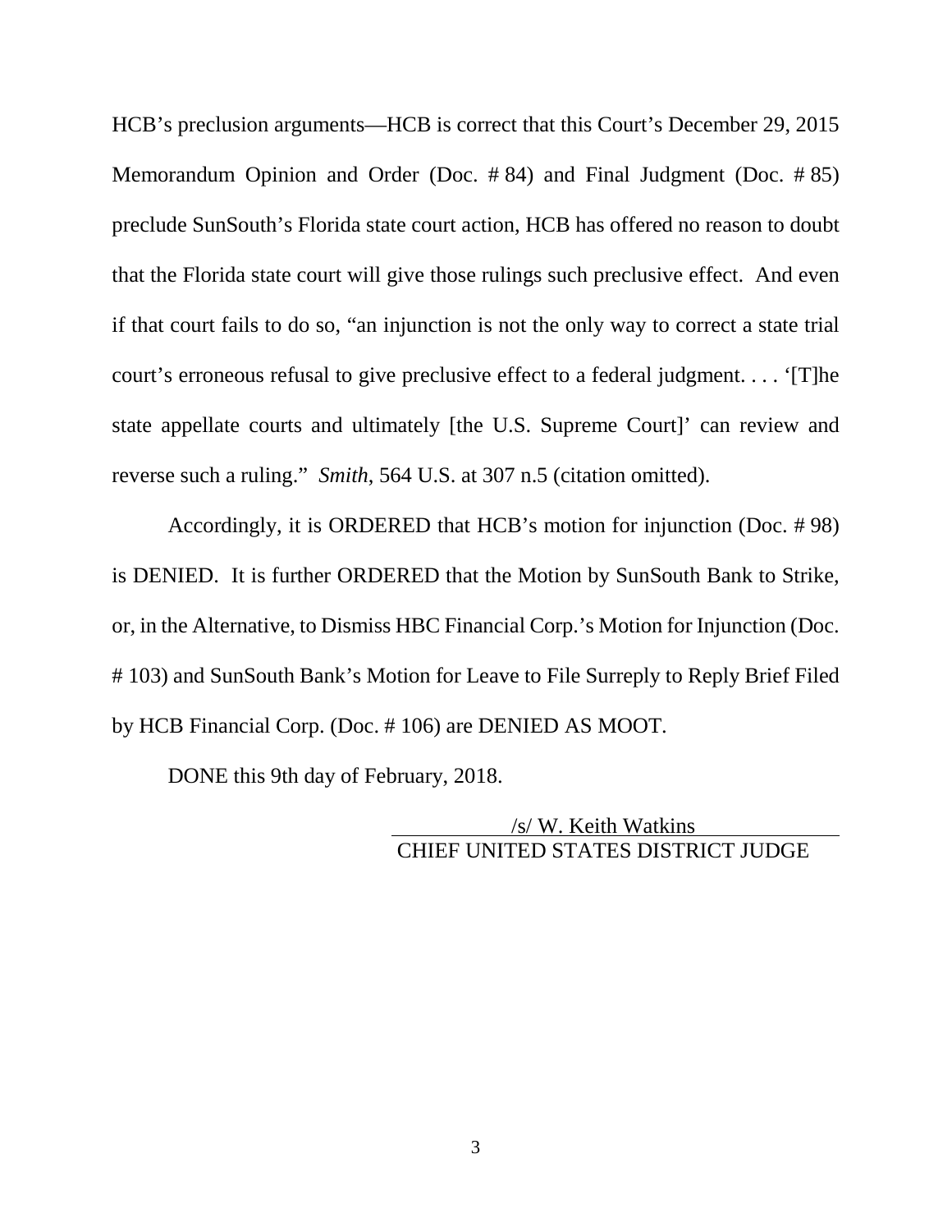HCB's preclusion arguments—HCB is correct that this Court's December 29, 2015 Memorandum Opinion and Order (Doc. # 84) and Final Judgment (Doc. # 85) preclude SunSouth's Florida state court action, HCB has offered no reason to doubt that the Florida state court will give those rulings such preclusive effect. And even if that court fails to do so, "an injunction is not the only way to correct a state trial court's erroneous refusal to give preclusive effect to a federal judgment. . . . '[T]he state appellate courts and ultimately [the U.S. Supreme Court]' can review and reverse such a ruling." *Smith*, 564 U.S. at 307 n.5 (citation omitted).

Accordingly, it is ORDERED that HCB's motion for injunction (Doc. # 98) is DENIED. It is further ORDERED that the Motion by SunSouth Bank to Strike, or, in the Alternative, to Dismiss HBC Financial Corp.'s Motion for Injunction (Doc. # 103) and SunSouth Bank's Motion for Leave to File Surreply to Reply Brief Filed by HCB Financial Corp. (Doc. # 106) are DENIED AS MOOT.

DONE this 9th day of February, 2018.

/s/ W. Keith Watkins
CHIEF UNITED STATES DISTRICT JUDGE